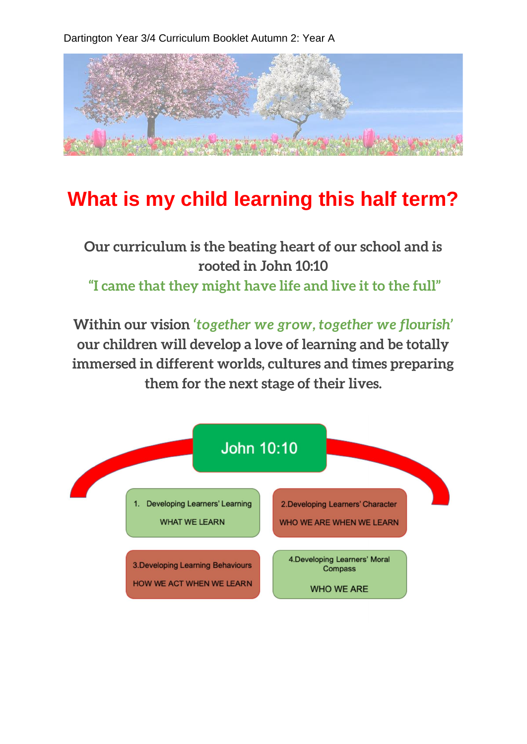Dartington Year 3/4 Curriculum Booklet Autumn 2: Year A

# What is my child learning this half term?

**Our curriculum is the beating heart of our school and is rooted in John 10:10**
**"I came that they might have life and live it to the full"**

**Within our vision *'together we grow, together we flourish'* our children will develop a love of learning and be totally immersed in different worlds, cultures and times preparing them for the next stage of their lives.**

John 10:10

1. Developing Learners' Learning
   WHAT WE LEARN

2. Developing Learners' Character
   WHO WE ARE WHEN WE LEARN

3. Developing Learning Behaviours
   HOW WE ACT WHEN WE LEARN

4. Developing Learners' Moral Compass
   WHO WE ARE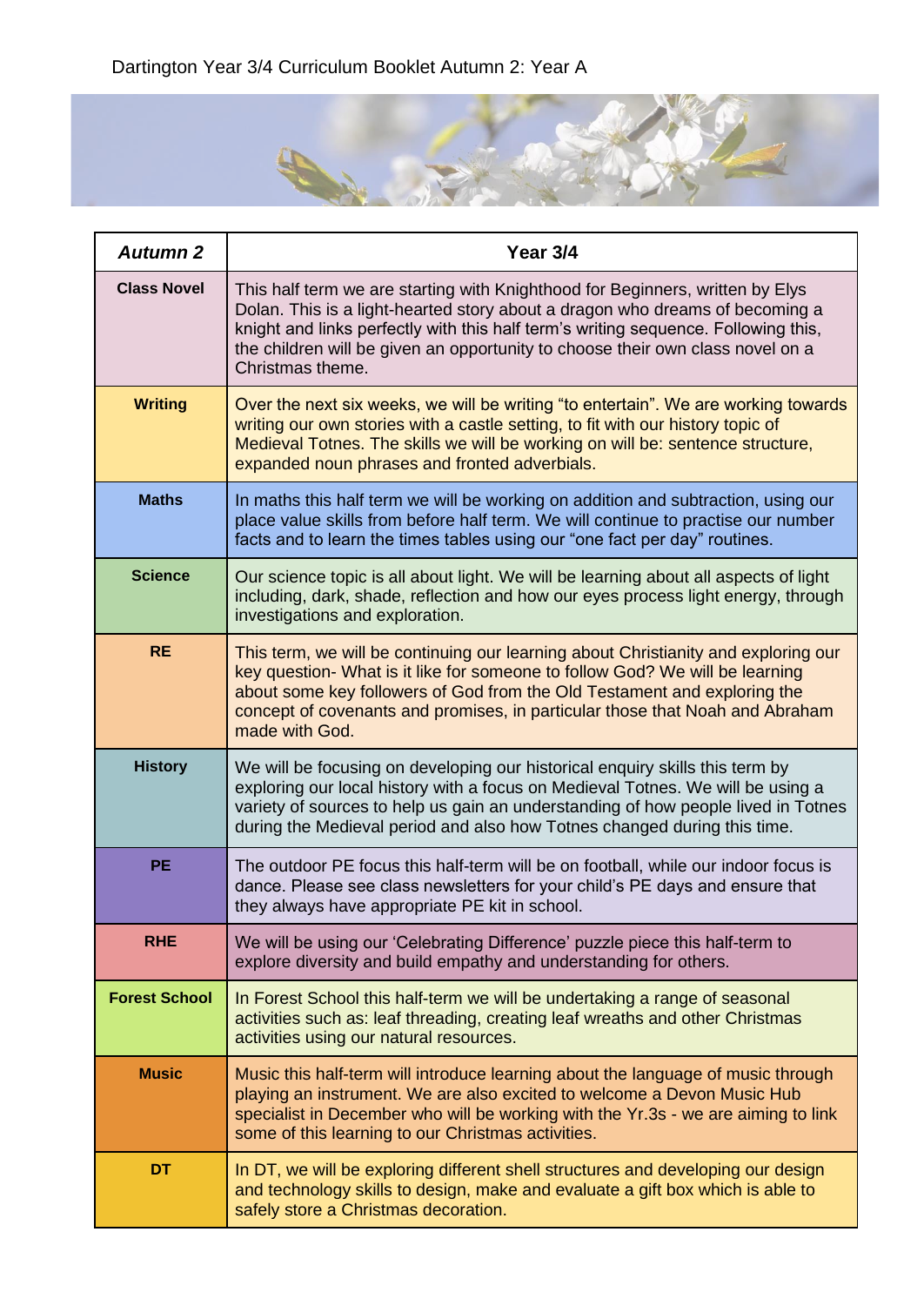Dartington Year 3/4 Curriculum Booklet Autumn 2: Year A

| ***Autumn 2*** | **Year 3/4** |
| --- | --- |
| **Class Novel** | This half term we are starting with Knighthood for Beginners, written by Elys Dolan. This is a light-hearted story about a dragon who dreams of becoming a knight and links perfectly with this half term's writing sequence. Following this, the children will be given an opportunity to choose their own class novel on a Christmas theme. |
| **Writing** | Over the next six weeks, we will be writing "to entertain". We are working towards writing our own stories with a castle setting, to fit with our history topic of Medieval Totnes. The skills we will be working on will be: sentence structure, expanded noun phrases and fronted adverbials. |
| **Maths** | In maths this half term we will be working on addition and subtraction, using our place value skills from before half term. We will continue to practise our number facts and to learn the times tables using our "one fact per day" routines. |
| **Science** | Our science topic is all about light. We will be learning about all aspects of light including, dark, shade, reflection and how our eyes process light energy, through investigations and exploration. |
| **RE** | This term, we will be continuing our learning about Christianity and exploring our key question- What is it like for someone to follow God? We will be learning about some key followers of God from the Old Testament and exploring the concept of covenants and promises, in particular those that Noah and Abraham made with God. |
| **History** | We will be focusing on developing our historical enquiry skills this term by exploring our local history with a focus on Medieval Totnes. We will be using a variety of sources to help us gain an understanding of how people lived in Totnes during the Medieval period and also how Totnes changed during this time. |
| **PE** | The outdoor PE focus this half-term will be on football, while our indoor focus is dance. Please see class newsletters for your child's PE days and ensure that they always have appropriate PE kit in school. |
| **RHE** | We will be using our 'Celebrating Difference' puzzle piece this half-term to explore diversity and build empathy and understanding for others. |
| **Forest School** | In Forest School this half-term we will be undertaking a range of seasonal activities such as: leaf threading, creating leaf wreaths and other Christmas activities using our natural resources. |
| **Music** | Music this half-term will introduce learning about the language of music through playing an instrument. We are also excited to welcome a Devon Music Hub specialist in December who will be working with the Yr.3s - we are aiming to link some of this learning to our Christmas activities. |
| **DT** | In DT, we will be exploring different shell structures and developing our design and technology skills to design, make and evaluate a gift box which is able to safely store a Christmas decoration. |